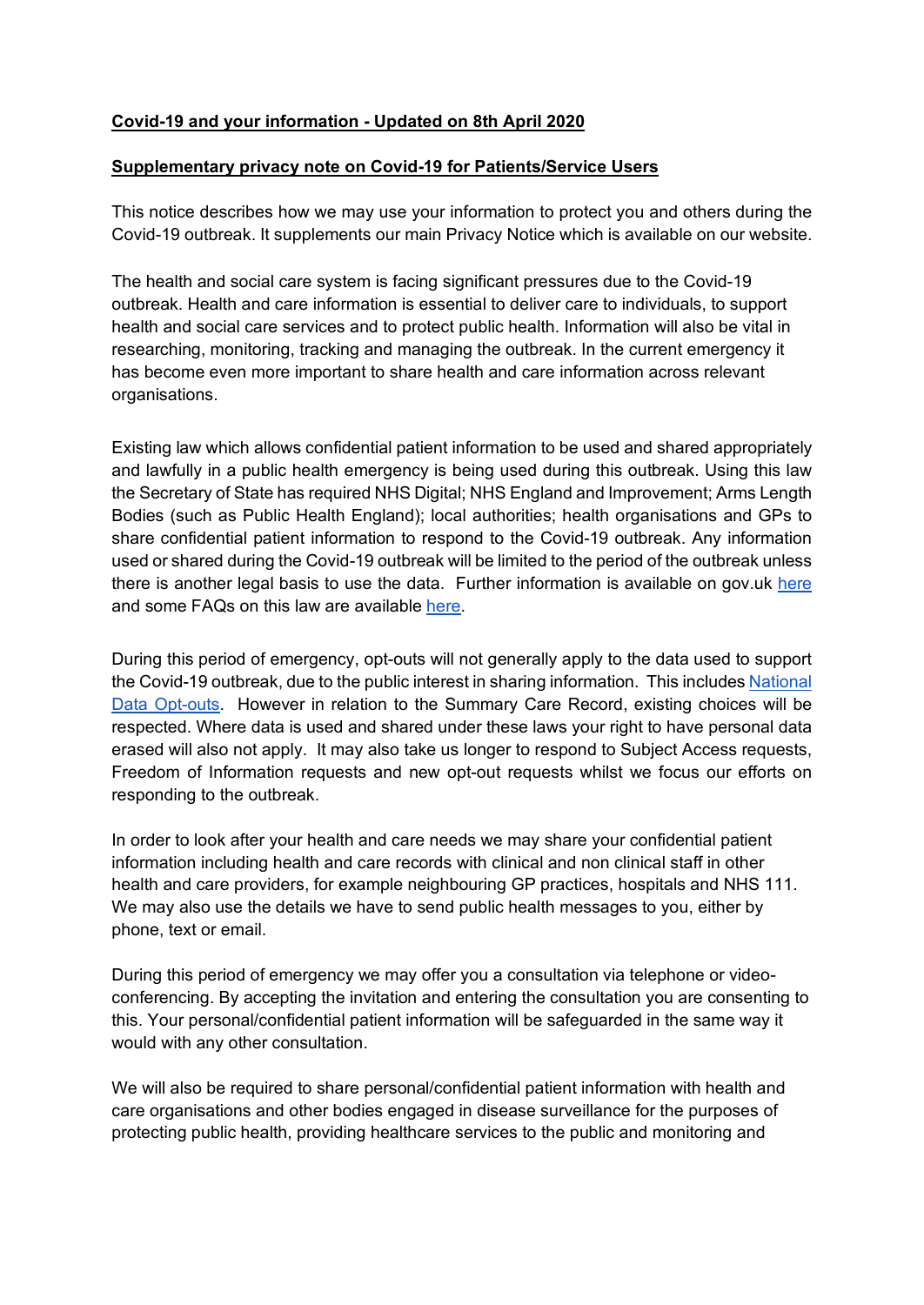**Covid-19 and your information - Updated on 8th April 2020**

**Supplementary privacy note on Covid-19 for Patients/Service Users**

This notice describes how we may use your information to protect you and others during the Covid-19 outbreak. It supplements our main Privacy Notice which is available on our website.

The health and social care system is facing significant pressures due to the Covid-19 outbreak. Health and care information is essential to deliver care to individuals, to support health and social care services and to protect public health. Information will also be vital in researching, monitoring, tracking and managing the outbreak. In the current emergency it has become even more important to share health and care information across relevant organisations.

Existing law which allows confidential patient information to be used and shared appropriately and lawfully in a public health emergency is being used during this outbreak. Using this law the Secretary of State has required NHS Digital; NHS England and Improvement; Arms Length Bodies (such as Public Health England); local authorities; health organisations and GPs to share confidential patient information to respond to the Covid-19 outbreak. Any information used or shared during the Covid-19 outbreak will be limited to the period of the outbreak unless there is another legal basis to use the data. Further information is available on gov.uk here and some FAQs on this law are available here.

During this period of emergency, opt-outs will not generally apply to the data used to support the Covid-19 outbreak, due to the public interest in sharing information. This includes National Data Opt-outs. However in relation to the Summary Care Record, existing choices will be respected. Where data is used and shared under these laws your right to have personal data erased will also not apply. It may also take us longer to respond to Subject Access requests, Freedom of Information requests and new opt-out requests whilst we focus our efforts on responding to the outbreak.

In order to look after your health and care needs we may share your confidential patient information including health and care records with clinical and non clinical staff in other health and care providers, for example neighbouring GP practices, hospitals and NHS 111. We may also use the details we have to send public health messages to you, either by phone, text or email.

During this period of emergency we may offer you a consultation via telephone or video-conferencing. By accepting the invitation and entering the consultation you are consenting to this. Your personal/confidential patient information will be safeguarded in the same way it would with any other consultation.

We will also be required to share personal/confidential patient information with health and care organisations and other bodies engaged in disease surveillance for the purposes of protecting public health, providing healthcare services to the public and monitoring and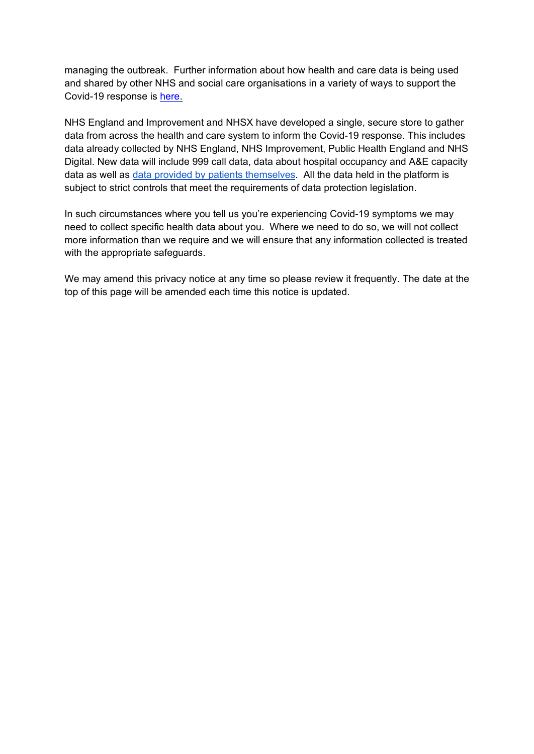managing the outbreak. Further information about how health and care data is being used and shared by other NHS and social care organisations in a variety of ways to support the Covid-19 response is here.

NHS England and Improvement and NHSX have developed a single, secure store to gather data from across the health and care system to inform the Covid-19 response. This includes data already collected by NHS England, NHS Improvement, Public Health England and NHS Digital. New data will include 999 call data, data about hospital occupancy and A&E capacity data as well as data provided by patients themselves. All the data held in the platform is subject to strict controls that meet the requirements of data protection legislation.

In such circumstances where you tell us you're experiencing Covid-19 symptoms we may need to collect specific health data about you. Where we need to do so, we will not collect more information than we require and we will ensure that any information collected is treated with the appropriate safeguards.

We may amend this privacy notice at any time so please review it frequently. The date at the top of this page will be amended each time this notice is updated.